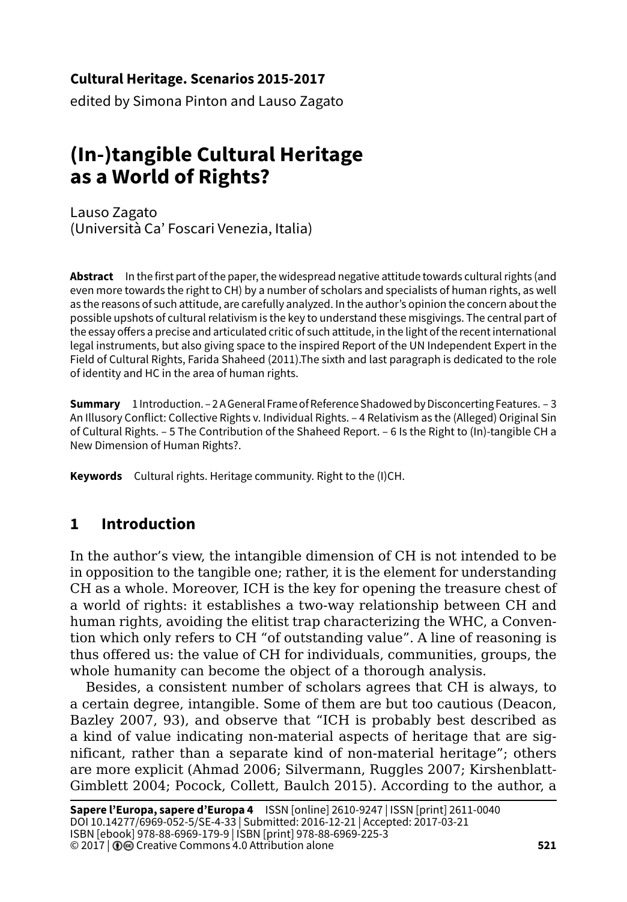**Cultural Heritage. Scenarios 2015-2017**

edited by Simona Pinton and Lauso Zagato

# (In-)tangible Cultural Heritage as a World of Rights?

Lauso Zagato
(Università Ca' Foscari Venezia, Italia)

**Abstract** In the first part of the paper, the widespread negative attitude towards cultural rights (and even more towards the right to CH) by a number of scholars and specialists of human rights, as well as the reasons of such attitude, are carefully analyzed. In the author's opinion the concern about the possible upshots of cultural relativism is the key to understand these misgivings. The central part of the essay offers a precise and articulated critic of such attitude, in the light of the recent international legal instruments, but also giving space to the inspired Report of the UN Independent Expert in the Field of Cultural Rights, Farida Shaheed (2011).The sixth and last paragraph is dedicated to the role of identity and HC in the area of human rights.

**Summary** 1 Introduction. – 2 A General Frame of Reference Shadowed by Disconcerting Features. – 3 An Illusory Conflict: Collective Rights v. Individual Rights. – 4 Relativism as the (Alleged) Original Sin of Cultural Rights. – 5 The Contribution of the Shaheed Report. – 6 Is the Right to (In)-tangible CH a New Dimension of Human Rights?.

**Keywords** Cultural rights. Heritage community. Right to the (I)CH.

## 1 Introduction

In the author's view, the intangible dimension of CH is not intended to be in opposition to the tangible one; rather, it is the element for understanding CH as a whole. Moreover, ICH is the key for opening the treasure chest of a world of rights: it establishes a two-way relationship between CH and human rights, avoiding the elitist trap characterizing the WHC, a Convention which only refers to CH "of outstanding value". A line of reasoning is thus offered us: the value of CH for individuals, communities, groups, the whole humanity can become the object of a thorough analysis.

Besides, a consistent number of scholars agrees that CH is always, to a certain degree, intangible. Some of them are but too cautious (Deacon, Bazley 2007, 93), and observe that "ICH is probably best described as a kind of value indicating non-material aspects of heritage that are significant, rather than a separate kind of non-material heritage"; others are more explicit (Ahmad 2006; Silvermann, Ruggles 2007; Kirshenblatt-Gimblett 2004; Pocock, Collett, Baulch 2015). According to the author, a

**Sapere l'Europa, sapere d'Europa 4** ISSN [online] 2610-9247 | ISSN [print] 2611-0040
DOI 10.14277/6969-052-5/SE-4-33 | Submitted: 2016-12-21 | Accepted: 2017-03-21
ISBN [ebook] 978-88-6969-179-9 | ISBN [print] 978-88-6969-225-3
© 2017 | Creative Commons 4.0 Attribution alone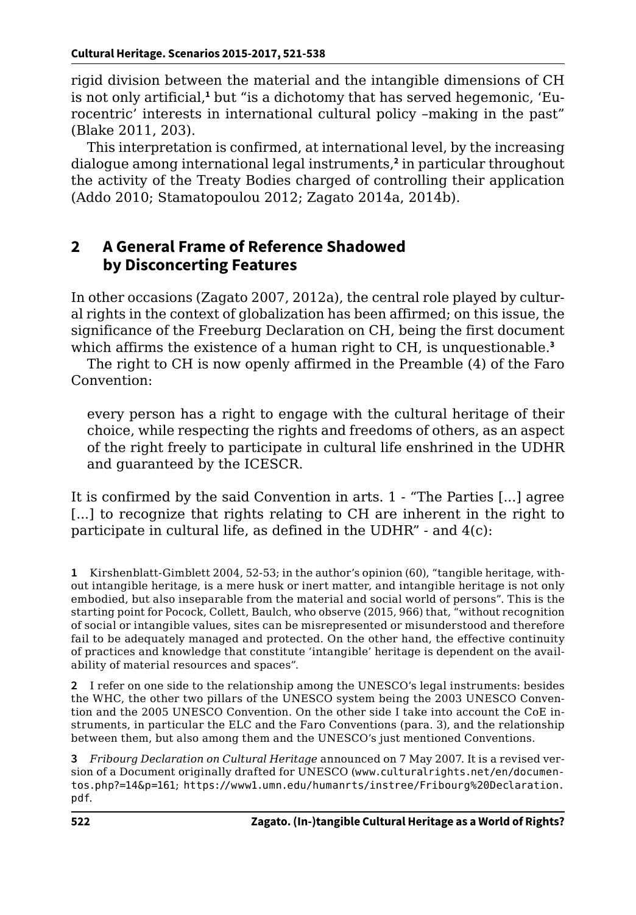rigid division between the material and the intangible dimensions of CH is not only artificial,[1] but "is a dichotomy that has served hegemonic, 'Eurocentric' interests in international cultural policy –making in the past" (Blake 2011, 203).

This interpretation is confirmed, at international level, by the increasing dialogue among international legal instruments,[2] in particular throughout the activity of the Treaty Bodies charged of controlling their application (Addo 2010; Stamatopoulou 2012; Zagato 2014a, 2014b).

## 2 A General Frame of Reference Shadowed by Disconcerting Features

In other occasions (Zagato 2007, 2012a), the central role played by cultural rights in the context of globalization has been affirmed; on this issue, the significance of the Freeburg Declaration on CH, being the first document which affirms the existence of a human right to CH, is unquestionable.[3]

The right to CH is now openly affirmed in the Preamble (4) of the Faro Convention:

> every person has a right to engage with the cultural heritage of their choice, while respecting the rights and freedoms of others, as an aspect of the right freely to participate in cultural life enshrined in the UDHR and guaranteed by the ICESCR.

It is confirmed by the said Convention in arts. 1 - "The Parties [...] agree [...] to recognize that rights relating to CH are inherent in the right to participate in cultural life, as defined in the UDHR" - and 4(c):

---

[1] Kirshenblatt-Gimblett 2004, 52-53; in the author's opinion (60), "tangible heritage, without intangible heritage, is a mere husk or inert matter, and intangible heritage is not only embodied, but also inseparable from the material and social world of persons". This is the starting point for Pocock, Collett, Baulch, who observe (2015, 966) that, "without recognition of social or intangible values, sites can be misrepresented or misunderstood and therefore fail to be adequately managed and protected. On the other hand, the effective continuity of practices and knowledge that constitute 'intangible' heritage is dependent on the availability of material resources and spaces".

[2] I refer on one side to the relationship among the UNESCO's legal instruments: besides the WHC, the other two pillars of the UNESCO system being the 2003 UNESCO Convention and the 2005 UNESCO Convention. On the other side I take into account the CoE instruments, in particular the ELC and the Faro Conventions (para. 3), and the relationship between them, but also among them and the UNESCO's just mentioned Conventions.

[3] *Fribourg Declaration on Cultural Heritage* announced on 7 May 2007. It is a revised version of a Document originally drafted for UNESCO (www.culturalrights.net/en/documentos.php?=14&p=161; https://www1.umn.edu/humanrts/instree/Fribourg%20Declaration.pdf.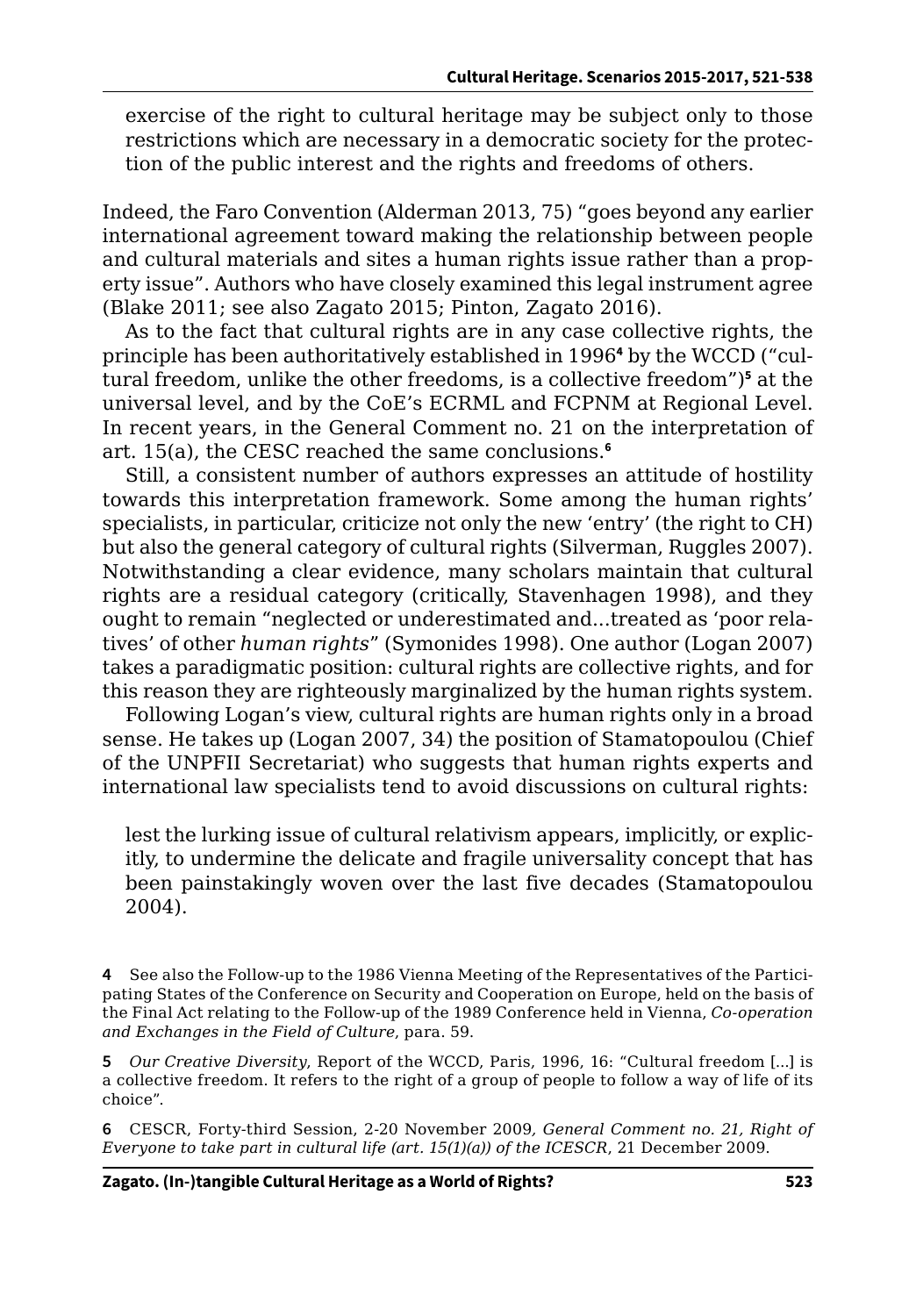exercise of the right to cultural heritage may be subject only to those restrictions which are necessary in a democratic society for the protection of the public interest and the rights and freedoms of others.

Indeed, the Faro Convention (Alderman 2013, 75) "goes beyond any earlier international agreement toward making the relationship between people and cultural materials and sites a human rights issue rather than a property issue". Authors who have closely examined this legal instrument agree (Blake 2011; see also Zagato 2015; Pinton, Zagato 2016).

As to the fact that cultural rights are in any case collective rights, the principle has been authoritatively established in 1996[4] by the WCCD ("cultural freedom, unlike the other freedoms, is a collective freedom")[5] at the universal level, and by the CoE's ECRML and FCPNM at Regional Level. In recent years, in the General Comment no. 21 on the interpretation of art. 15(a), the CESC reached the same conclusions.[6]

Still, a consistent number of authors expresses an attitude of hostility towards this interpretation framework. Some among the human rights' specialists, in particular, criticize not only the new 'entry' (the right to CH) but also the general category of cultural rights (Silverman, Ruggles 2007). Notwithstanding a clear evidence, many scholars maintain that cultural rights are a residual category (critically, Stavenhagen 1998), and they ought to remain "neglected or underestimated and...treated as 'poor relatives' of other *human rights*" (Symonides 1998). One author (Logan 2007) takes a paradigmatic position: cultural rights are collective rights, and for this reason they are righteously marginalized by the human rights system.

Following Logan's view, cultural rights are human rights only in a broad sense. He takes up (Logan 2007, 34) the position of Stamatopoulou (Chief of the UNPFII Secretariat) who suggests that human rights experts and international law specialists tend to avoid discussions on cultural rights:

lest the lurking issue of cultural relativism appears, implicitly, or explicitly, to undermine the delicate and fragile universality concept that has been painstakingly woven over the last five decades (Stamatopoulou 2004).

4 See also the Follow-up to the 1986 Vienna Meeting of the Representatives of the Participating States of the Conference on Security and Cooperation on Europe, held on the basis of the Final Act relating to the Follow-up of the 1989 Conference held in Vienna, *Co-operation and Exchanges in the Field of Culture*, para. 59.

5 *Our Creative Diversity*, Report of the WCCD, Paris, 1996, 16: "Cultural freedom [...] is a collective freedom. It refers to the right of a group of people to follow a way of life of its choice".

6 CESCR, Forty-third Session, 2-20 November 2009, *General Comment no. 21, Right of Everyone to take part in cultural life (art. 15(1)(a)) of the ICESCR*, 21 December 2009.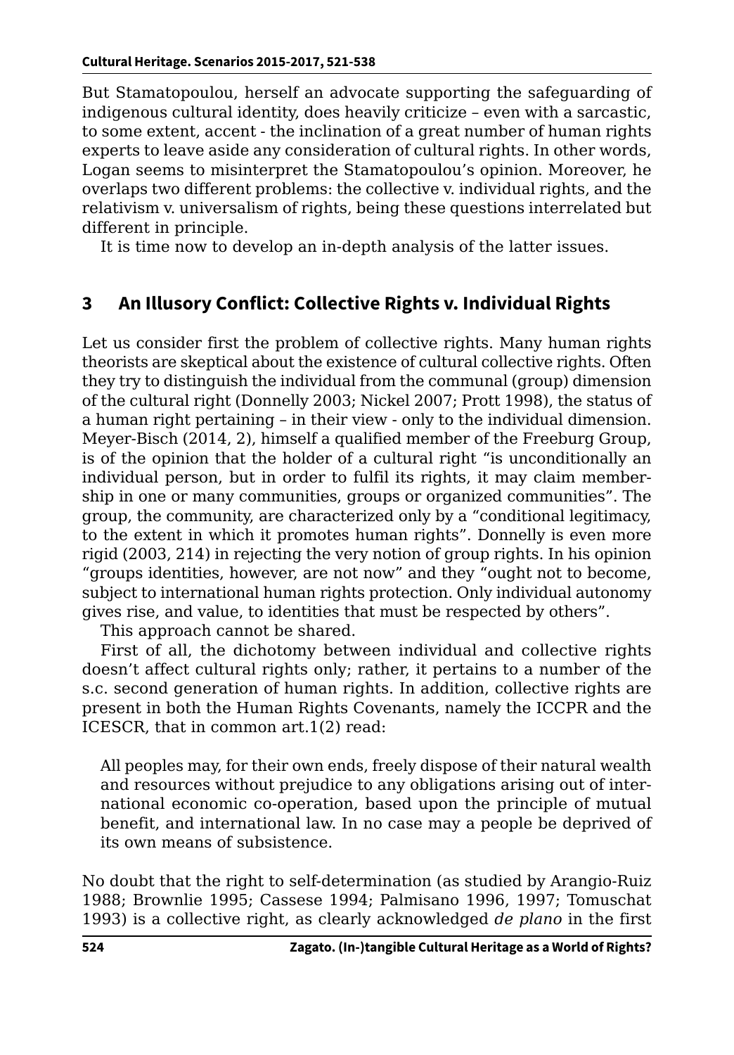But Stamatopoulou, herself an advocate supporting the safeguarding of indigenous cultural identity, does heavily criticize – even with a sarcastic, to some extent, accent - the inclination of a great number of human rights experts to leave aside any consideration of cultural rights. In other words, Logan seems to misinterpret the Stamatopoulou's opinion. Moreover, he overlaps two different problems: the collective v. individual rights, and the relativism v. universalism of rights, being these questions interrelated but different in principle.

It is time now to develop an in-depth analysis of the latter issues.

## 3 An Illusory Conflict: Collective Rights v. Individual Rights

Let us consider first the problem of collective rights. Many human rights theorists are skeptical about the existence of cultural collective rights. Often they try to distinguish the individual from the communal (group) dimension of the cultural right (Donnelly 2003; Nickel 2007; Prott 1998), the status of a human right pertaining – in their view - only to the individual dimension. Meyer-Bisch (2014, 2), himself a qualified member of the Freeburg Group, is of the opinion that the holder of a cultural right "is unconditionally an individual person, but in order to fulfil its rights, it may claim membership in one or many communities, groups or organized communities". The group, the community, are characterized only by a "conditional legitimacy, to the extent in which it promotes human rights". Donnelly is even more rigid (2003, 214) in rejecting the very notion of group rights. In his opinion "groups identities, however, are not now" and they "ought not to become, subject to international human rights protection. Only individual autonomy gives rise, and value, to identities that must be respected by others".

This approach cannot be shared.

First of all, the dichotomy between individual and collective rights doesn't affect cultural rights only; rather, it pertains to a number of the s.c. second generation of human rights. In addition, collective rights are present in both the Human Rights Covenants, namely the ICCPR and the ICESCR, that in common art.1(2) read:

> All peoples may, for their own ends, freely dispose of their natural wealth and resources without prejudice to any obligations arising out of international economic co-operation, based upon the principle of mutual benefit, and international law. In no case may a people be deprived of its own means of subsistence.

No doubt that the right to self-determination (as studied by Arangio-Ruiz 1988; Brownlie 1995; Cassese 1994; Palmisano 1996, 1997; Tomuschat 1993) is a collective right, as clearly acknowledged *de plano* in the first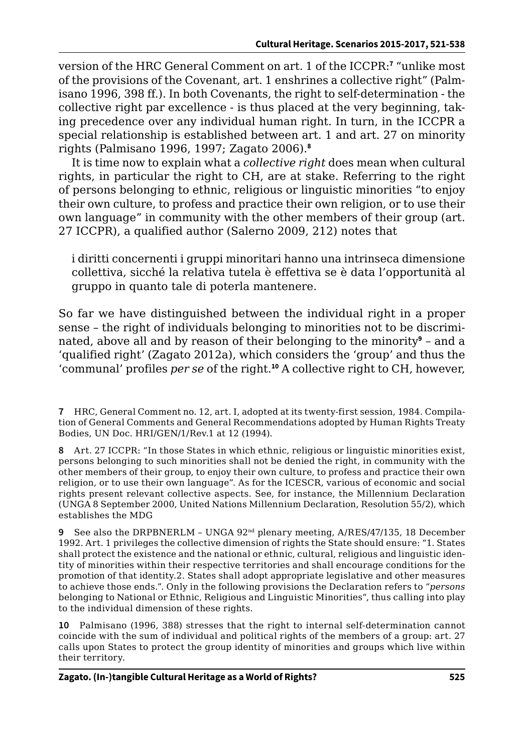version of the HRC General Comment on art. 1 of the ICCPR:[7] "unlike most of the provisions of the Covenant, art. 1 enshrines a collective right" (Palmisano 1996, 398 ff.). In both Covenants, the right to self-determination - the collective right par excellence - is thus placed at the very beginning, taking precedence over any individual human right. In turn, in the ICCPR a special relationship is established between art. 1 and art. 27 on minority rights (Palmisano 1996, 1997; Zagato 2006).[8]

It is time now to explain what a *collective right* does mean when cultural rights, in particular the right to CH, are at stake. Referring to the right of persons belonging to ethnic, religious or linguistic minorities "to enjoy their own culture, to profess and practice their own religion, or to use their own language" in community with the other members of their group (art. 27 ICCPR), a qualified author (Salerno 2009, 212) notes that

> i diritti concernenti i gruppi minoritari hanno una intrinseca dimensione collettiva, sicché la relativa tutela è effettiva se è data l'opportunità al gruppo in quanto tale di poterla mantenere.

So far we have distinguished between the individual right in a proper sense – the right of individuals belonging to minorities not to be discriminated, above all and by reason of their belonging to the minority[9] – and a 'qualified right' (Zagato 2012a), which considers the 'group' and thus the 'communal' profiles *per se* of the right.[10] A collective right to CH, however,

---

**7** HRC, General Comment no. 12, art. I, adopted at its twenty-first session, 1984. Compilation of General Comments and General Recommendations adopted by Human Rights Treaty Bodies, UN Doc. HRI/GEN/1/Rev.1 at 12 (1994).

**8** Art. 27 ICCPR: "In those States in which ethnic, religious or linguistic minorities exist, persons belonging to such minorities shall not be denied the right, in community with the other members of their group, to enjoy their own culture, to profess and practice their own religion, or to use their own language". As for the ICESCR, various of economic and social rights present relevant collective aspects. See, for instance, the Millennium Declaration (UNGA 8 September 2000, United Nations Millennium Declaration, Resolution 55/2), which establishes the MDG

**9** See also the DRPBNERLM – UNGA 92nd plenary meeting, A/RES/47/135, 18 December 1992. Art. 1 privileges the collective dimension of rights the State should ensure: "1. States shall protect the existence and the national or ethnic, cultural, religious and linguistic identity of minorities within their respective territories and shall encourage conditions for the promotion of that identity.2. States shall adopt appropriate legislative and other measures to achieve those ends.". Only in the following provisions the Declaration refers to "*persons* belonging to National or Ethnic, Religious and Linguistic Minorities", thus calling into play to the individual dimension of these rights.

**10** Palmisano (1996, 388) stresses that the right to internal self-determination cannot coincide with the sum of individual and political rights of the members of a group: art. 27 calls upon States to protect the group identity of minorities and groups which live within their territory.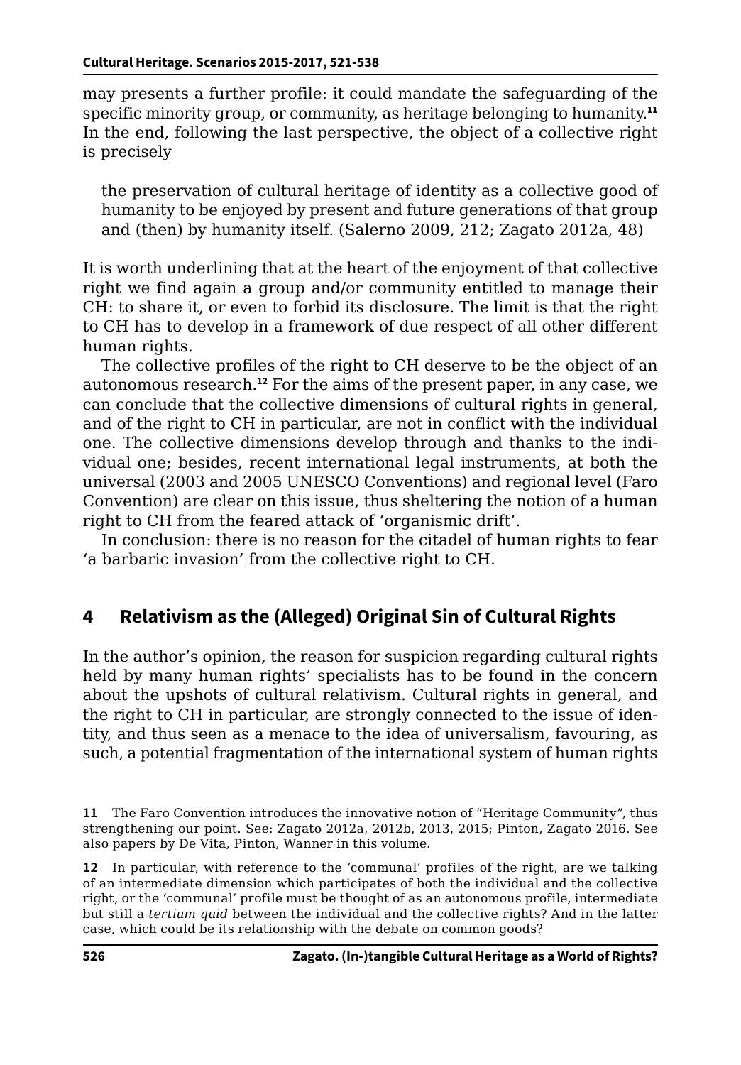may presents a further profile: it could mandate the safeguarding of the specific minority group, or community, as heritage belonging to humanity.[11] In the end, following the last perspective, the object of a collective right is precisely

> the preservation of cultural heritage of identity as a collective good of humanity to be enjoyed by present and future generations of that group and (then) by humanity itself. (Salerno 2009, 212; Zagato 2012a, 48)

It is worth underlining that at the heart of the enjoyment of that collective right we find again a group and/or community entitled to manage their CH: to share it, or even to forbid its disclosure. The limit is that the right to CH has to develop in a framework of due respect of all other different human rights.

The collective profiles of the right to CH deserve to be the object of an autonomous research.[12] For the aims of the present paper, in any case, we can conclude that the collective dimensions of cultural rights in general, and of the right to CH in particular, are not in conflict with the individual one. The collective dimensions develop through and thanks to the individual one; besides, recent international legal instruments, at both the universal (2003 and 2005 UNESCO Conventions) and regional level (Faro Convention) are clear on this issue, thus sheltering the notion of a human right to CH from the feared attack of 'organismic drift'.

In conclusion: there is no reason for the citadel of human rights to fear 'a barbaric invasion' from the collective right to CH.

## 4 Relativism as the (Alleged) Original Sin of Cultural Rights

In the author's opinion, the reason for suspicion regarding cultural rights held by many human rights' specialists has to be found in the concern about the upshots of cultural relativism. Cultural rights in general, and the right to CH in particular, are strongly connected to the issue of identity, and thus seen as a menace to the idea of universalism, favouring, as such, a potential fragmentation of the international system of human rights

---

11 The Faro Convention introduces the innovative notion of "Heritage Community", thus strengthening our point. See: Zagato 2012a, 2012b, 2013, 2015; Pinton, Zagato 2016. See also papers by De Vita, Pinton, Wanner in this volume.

12 In particular, with reference to the 'communal' profiles of the right, are we talking of an intermediate dimension which participates of both the individual and the collective right, or the 'communal' profile must be thought of as an autonomous profile, intermediate but still a *tertium quid* between the individual and the collective rights? And in the latter case, which could be its relationship with the debate on common goods?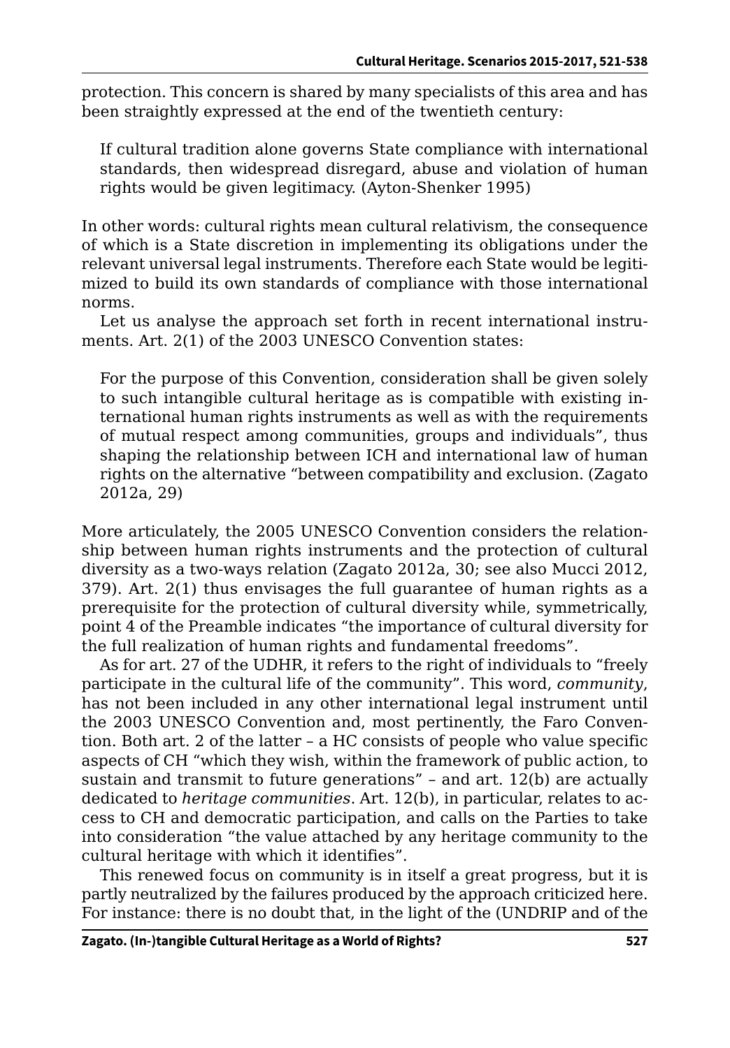protection. This concern is shared by many specialists of this area and has been straightly expressed at the end of the twentieth century:

> If cultural tradition alone governs State compliance with international standards, then widespread disregard, abuse and violation of human rights would be given legitimacy. (Ayton-Shenker 1995)

In other words: cultural rights mean cultural relativism, the consequence of which is a State discretion in implementing its obligations under the relevant universal legal instruments. Therefore each State would be legitimized to build its own standards of compliance with those international norms.

Let us analyse the approach set forth in recent international instruments. Art. 2(1) of the 2003 UNESCO Convention states:

> For the purpose of this Convention, consideration shall be given solely to such intangible cultural heritage as is compatible with existing international human rights instruments as well as with the requirements of mutual respect among communities, groups and individuals", thus shaping the relationship between ICH and international law of human rights on the alternative "between compatibility and exclusion. (Zagato 2012a, 29)

More articulately, the 2005 UNESCO Convention considers the relationship between human rights instruments and the protection of cultural diversity as a two-ways relation (Zagato 2012a, 30; see also Mucci 2012, 379). Art. 2(1) thus envisages the full guarantee of human rights as a prerequisite for the protection of cultural diversity while, symmetrically, point 4 of the Preamble indicates "the importance of cultural diversity for the full realization of human rights and fundamental freedoms".

As for art. 27 of the UDHR, it refers to the right of individuals to "freely participate in the cultural life of the community". This word, *community*, has not been included in any other international legal instrument until the 2003 UNESCO Convention and, most pertinently, the Faro Convention. Both art. 2 of the latter – a HC consists of people who value specific aspects of CH "which they wish, within the framework of public action, to sustain and transmit to future generations" – and art. 12(b) are actually dedicated to *heritage communities*. Art. 12(b), in particular, relates to access to CH and democratic participation, and calls on the Parties to take into consideration "the value attached by any heritage community to the cultural heritage with which it identifies".

This renewed focus on community is in itself a great progress, but it is partly neutralized by the failures produced by the approach criticized here. For instance: there is no doubt that, in the light of the (UNDRIP and of the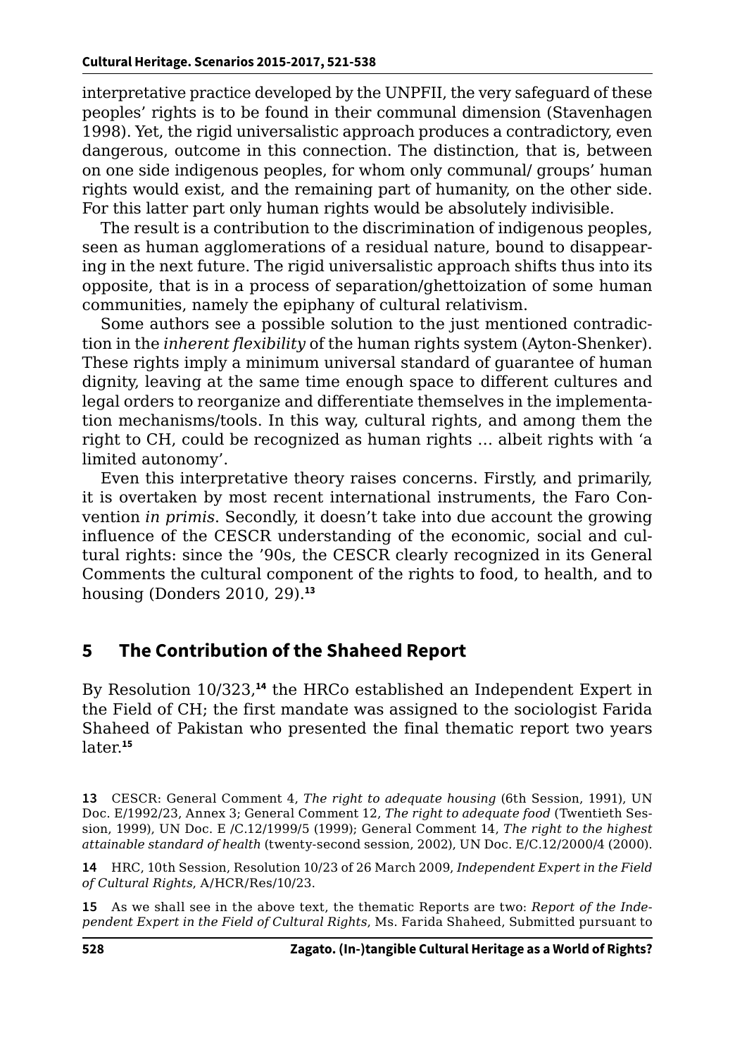interpretative practice developed by the UNPFII, the very safeguard of these peoples' rights is to be found in their communal dimension (Stavenhagen 1998). Yet, the rigid universalistic approach produces a contradictory, even dangerous, outcome in this connection. The distinction, that is, between on one side indigenous peoples, for whom only communal/ groups' human rights would exist, and the remaining part of humanity, on the other side. For this latter part only human rights would be absolutely indivisible.

The result is a contribution to the discrimination of indigenous peoples, seen as human agglomerations of a residual nature, bound to disappearing in the next future. The rigid universalistic approach shifts thus into its opposite, that is in a process of separation/ghettoization of some human communities, namely the epiphany of cultural relativism.

Some authors see a possible solution to the just mentioned contradiction in the *inherent flexibility* of the human rights system (Ayton-Shenker). These rights imply a minimum universal standard of guarantee of human dignity, leaving at the same time enough space to different cultures and legal orders to reorganize and differentiate themselves in the implementation mechanisms/tools. In this way, cultural rights, and among them the right to CH, could be recognized as human rights … albeit rights with 'a limited autonomy'.

Even this interpretative theory raises concerns. Firstly, and primarily, it is overtaken by most recent international instruments, the Faro Convention *in primis*. Secondly, it doesn't take into due account the growing influence of the CESCR understanding of the economic, social and cultural rights: since the '90s, the CESCR clearly recognized in its General Comments the cultural component of the rights to food, to health, and to housing (Donders 2010, 29).[13]

## 5 The Contribution of the Shaheed Report

By Resolution 10/323,[14] the HRCo established an Independent Expert in the Field of CH; the first mandate was assigned to the sociologist Farida Shaheed of Pakistan who presented the final thematic report two years later.[15]

---

**13** CESCR: General Comment 4, *The right to adequate housing* (6th Session, 1991), UN Doc. E/1992/23, Annex 3; General Comment 12, *The right to adequate food* (Twentieth Session, 1999), UN Doc. E /C.12/1999/5 (1999); General Comment 14, *The right to the highest attainable standard of health* (twenty-second session, 2002), UN Doc. E/C.12/2000/4 (2000).

**14** HRC, 10th Session, Resolution 10/23 of 26 March 2009, *Independent Expert in the Field of Cultural Rights*, A/HCR/Res/10/23.

**15** As we shall see in the above text, the thematic Reports are two: *Report of the Independent Expert in the Field of Cultural Rights*, Ms. Farida Shaheed, Submitted pursuant to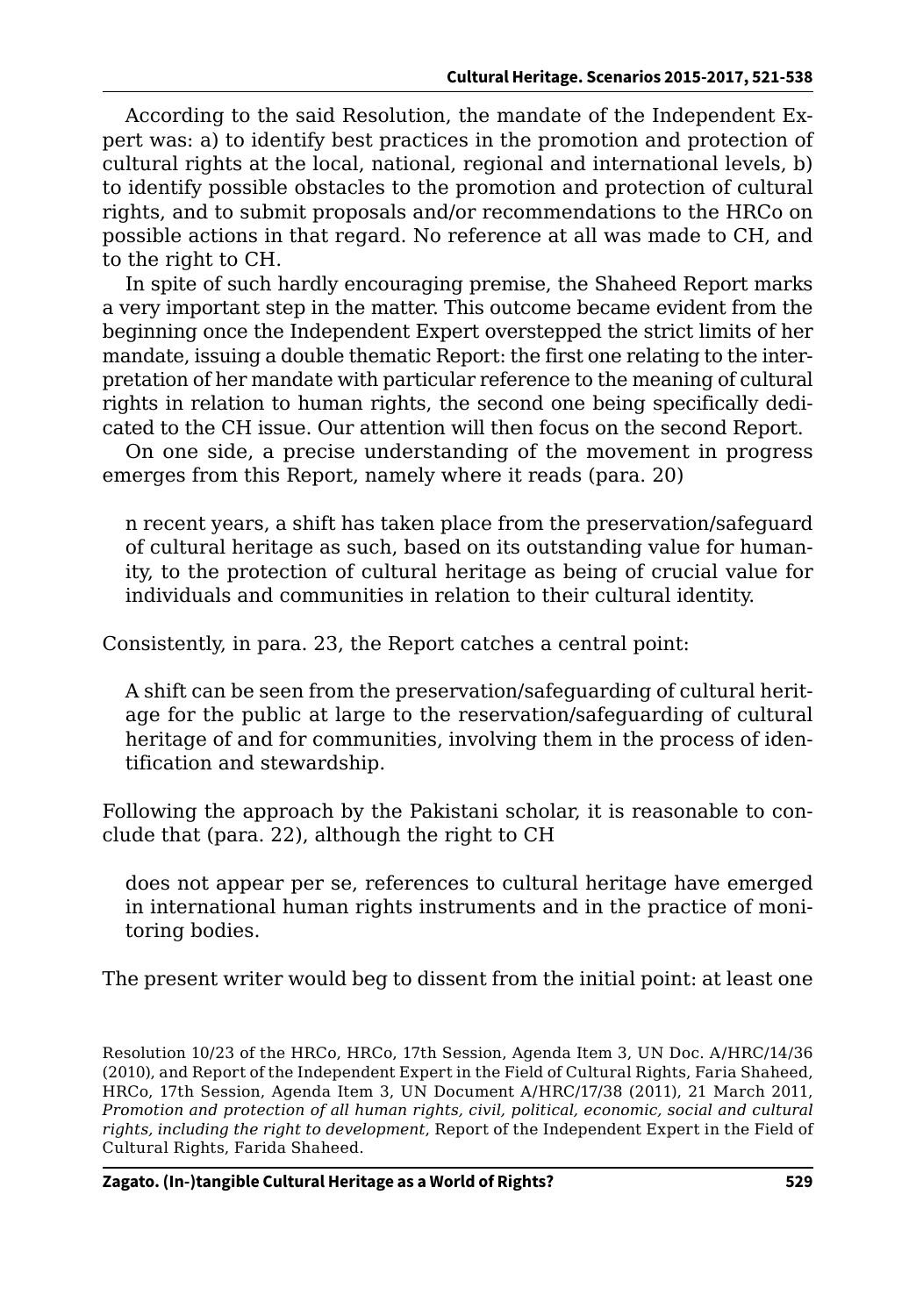According to the said Resolution, the mandate of the Independent Expert was: a) to identify best practices in the promotion and protection of cultural rights at the local, national, regional and international levels, b) to identify possible obstacles to the promotion and protection of cultural rights, and to submit proposals and/or recommendations to the HRCo on possible actions in that regard. No reference at all was made to CH, and to the right to CH.

In spite of such hardly encouraging premise, the Shaheed Report marks a very important step in the matter. This outcome became evident from the beginning once the Independent Expert overstepped the strict limits of her mandate, issuing a double thematic Report: the first one relating to the interpretation of her mandate with particular reference to the meaning of cultural rights in relation to human rights, the second one being specifically dedicated to the CH issue. Our attention will then focus on the second Report.

On one side, a precise understanding of the movement in progress emerges from this Report, namely where it reads (para. 20)

> n recent years, a shift has taken place from the preservation/safeguard of cultural heritage as such, based on its outstanding value for humanity, to the protection of cultural heritage as being of crucial value for individuals and communities in relation to their cultural identity.

Consistently, in para. 23, the Report catches a central point:

> A shift can be seen from the preservation/safeguarding of cultural heritage for the public at large to the reservation/safeguarding of cultural heritage of and for communities, involving them in the process of identification and stewardship.

Following the approach by the Pakistani scholar, it is reasonable to conclude that (para. 22), although the right to CH

> does not appear per se, references to cultural heritage have emerged in international human rights instruments and in the practice of monitoring bodies.

The present writer would beg to dissent from the initial point: at least one

Resolution 10/23 of the HRCo, HRCo, 17th Session, Agenda Item 3, UN Doc. A/HRC/14/36 (2010), and Report of the Independent Expert in the Field of Cultural Rights, Faria Shaheed, HRCo, 17th Session, Agenda Item 3, UN Document A/HRC/17/38 (2011), 21 March 2011, *Promotion and protection of all human rights, civil, political, economic, social and cultural rights, including the right to development*, Report of the Independent Expert in the Field of Cultural Rights, Farida Shaheed.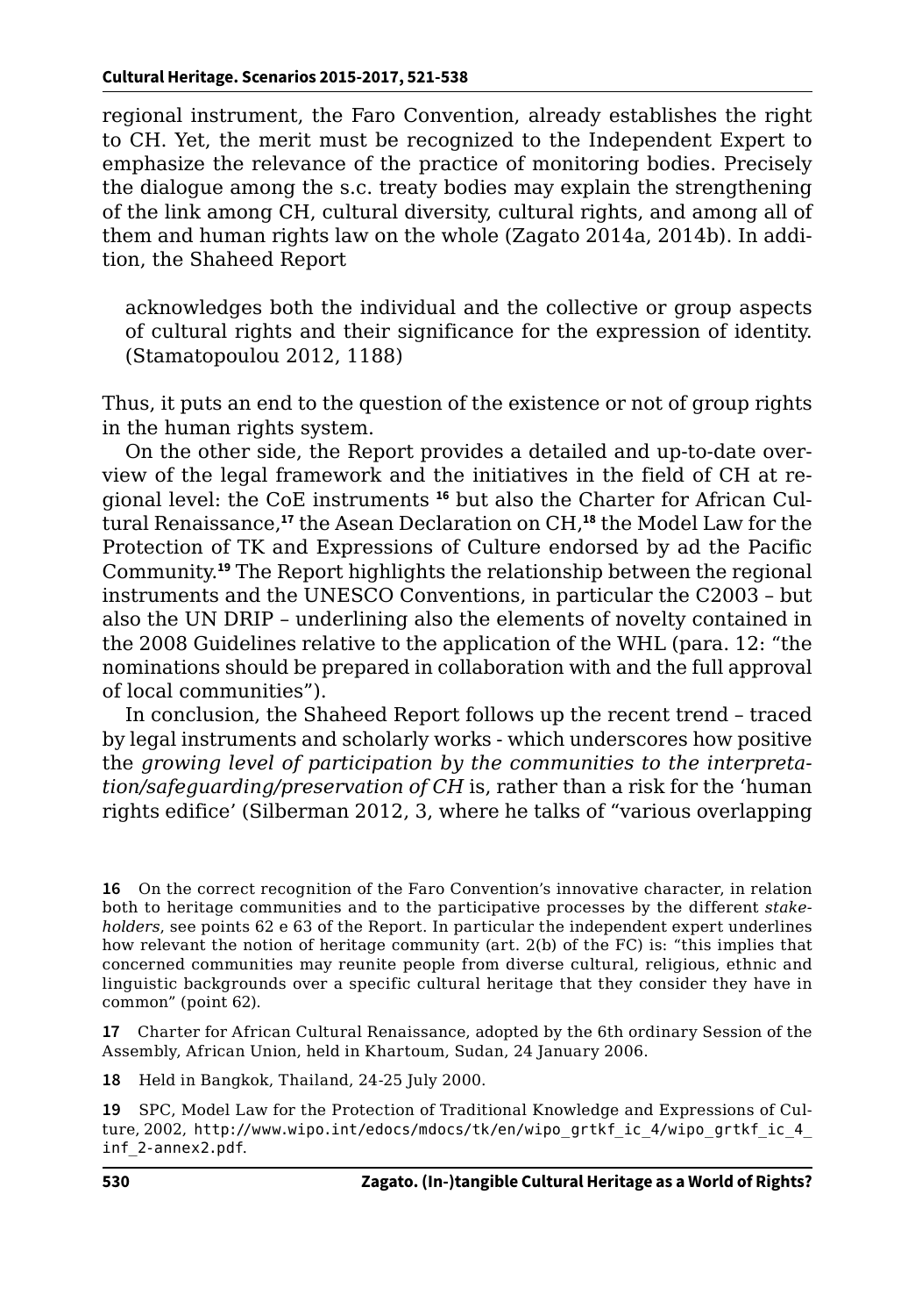regional instrument, the Faro Convention, already establishes the right to CH. Yet, the merit must be recognized to the Independent Expert to emphasize the relevance of the practice of monitoring bodies. Precisely the dialogue among the s.c. treaty bodies may explain the strengthening of the link among CH, cultural diversity, cultural rights, and among all of them and human rights law on the whole (Zagato 2014a, 2014b). In addition, the Shaheed Report

> acknowledges both the individual and the collective or group aspects of cultural rights and their significance for the expression of identity. (Stamatopoulou 2012, 1188)

Thus, it puts an end to the question of the existence or not of group rights in the human rights system.

On the other side, the Report provides a detailed and up-to-date overview of the legal framework and the initiatives in the field of CH at regional level: the CoE instruments [16] but also the Charter for African Cultural Renaissance,[17] the Asean Declaration on CH,[18] the Model Law for the Protection of TK and Expressions of Culture endorsed by ad the Pacific Community.[19] The Report highlights the relationship between the regional instruments and the UNESCO Conventions, in particular the C2003 – but also the UN DRIP – underlining also the elements of novelty contained in the 2008 Guidelines relative to the application of the WHL (para. 12: "the nominations should be prepared in collaboration with and the full approval of local communities").

In conclusion, the Shaheed Report follows up the recent trend – traced by legal instruments and scholarly works - which underscores how positive the *growing level of participation by the communities to the interpretation/safeguarding/preservation of CH* is, rather than a risk for the 'human rights edifice' (Silberman 2012, 3, where he talks of "various overlapping

**16** On the correct recognition of the Faro Convention's innovative character, in relation both to heritage communities and to the participative processes by the different *stakeholders*, see points 62 e 63 of the Report. In particular the independent expert underlines how relevant the notion of heritage community (art. 2(b) of the FC) is: "this implies that concerned communities may reunite people from diverse cultural, religious, ethnic and linguistic backgrounds over a specific cultural heritage that they consider they have in common" (point 62).

**17** Charter for African Cultural Renaissance, adopted by the 6th ordinary Session of the Assembly, African Union, held in Khartoum, Sudan, 24 January 2006.

**18** Held in Bangkok, Thailand, 24-25 July 2000.

**19** SPC, Model Law for the Protection of Traditional Knowledge and Expressions of Culture, 2002, http://www.wipo.int/edocs/mdocs/tk/en/wipo_grtkf_ic_4/wipo_grtkf_ic_4_inf_2-annex2.pdf.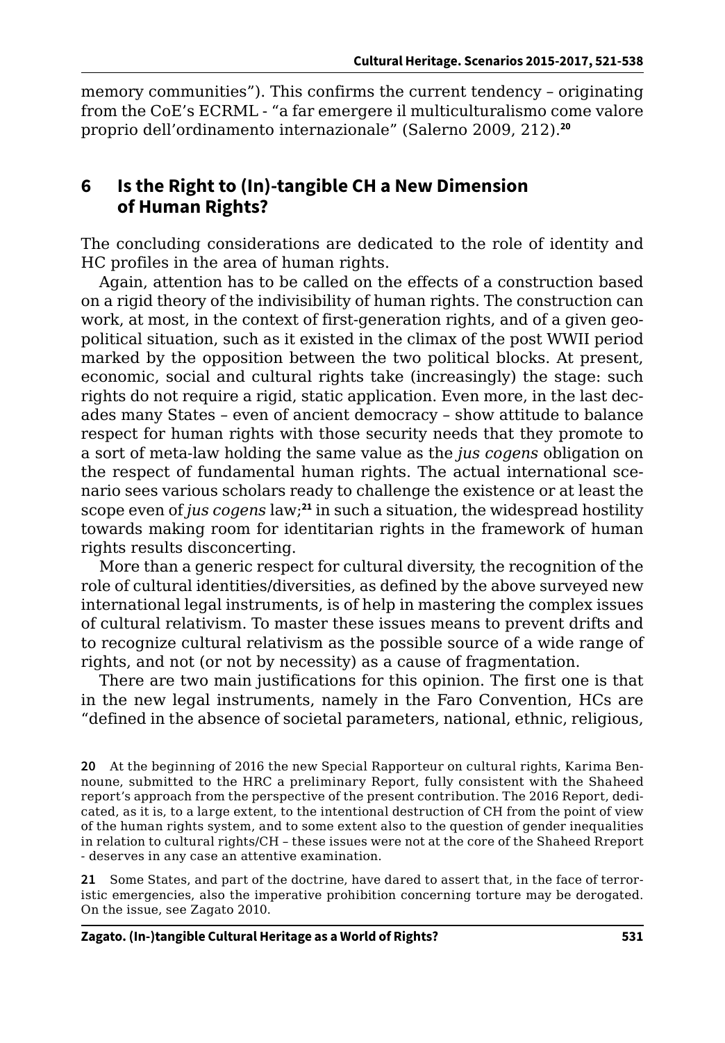memory communities"). This confirms the current tendency – originating from the CoE's ECRML - "a far emergere il multiculturalismo come valore proprio dell'ordinamento internazionale" (Salerno 2009, 212).[20]

## 6 Is the Right to (In)-tangible CH a New Dimension of Human Rights?

The concluding considerations are dedicated to the role of identity and HC profiles in the area of human rights.

Again, attention has to be called on the effects of a construction based on a rigid theory of the indivisibility of human rights. The construction can work, at most, in the context of first-generation rights, and of a given geopolitical situation, such as it existed in the climax of the post WWII period marked by the opposition between the two political blocks. At present, economic, social and cultural rights take (increasingly) the stage: such rights do not require a rigid, static application. Even more, in the last decades many States – even of ancient democracy – show attitude to balance respect for human rights with those security needs that they promote to a sort of meta-law holding the same value as the *jus cogens* obligation on the respect of fundamental human rights. The actual international scenario sees various scholars ready to challenge the existence or at least the scope even of *jus cogens* law;[21] in such a situation, the widespread hostility towards making room for identitarian rights in the framework of human rights results disconcerting.

More than a generic respect for cultural diversity, the recognition of the role of cultural identities/diversities, as defined by the above surveyed new international legal instruments, is of help in mastering the complex issues of cultural relativism. To master these issues means to prevent drifts and to recognize cultural relativism as the possible source of a wide range of rights, and not (or not by necessity) as a cause of fragmentation.

There are two main justifications for this opinion. The first one is that in the new legal instruments, namely in the Faro Convention, HCs are "defined in the absence of societal parameters, national, ethnic, religious,

20 At the beginning of 2016 the new Special Rapporteur on cultural rights, Karima Bennoune, submitted to the HRC a preliminary Report, fully consistent with the Shaheed report's approach from the perspective of the present contribution. The 2016 Report, dedicated, as it is, to a large extent, to the intentional destruction of CH from the point of view of the human rights system, and to some extent also to the question of gender inequalities in relation to cultural rights/CH – these issues were not at the core of the Shaheed Rreport - deserves in any case an attentive examination.

21 Some States, and part of the doctrine, have dared to assert that, in the face of terroristic emergencies, also the imperative prohibition concerning torture may be derogated. On the issue, see Zagato 2010.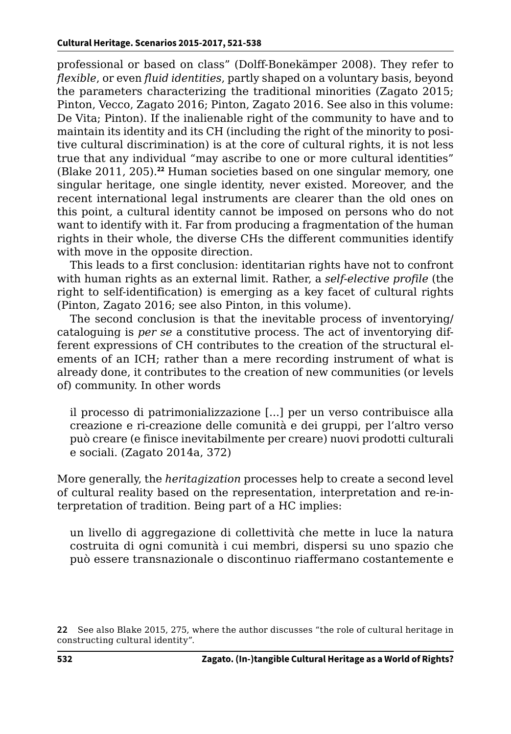professional or based on class" (Dolff-Bonekämper 2008). They refer to *flexible*, or even *fluid identities*, partly shaped on a voluntary basis, beyond the parameters characterizing the traditional minorities (Zagato 2015; Pinton, Vecco, Zagato 2016; Pinton, Zagato 2016. See also in this volume: De Vita; Pinton). If the inalienable right of the community to have and to maintain its identity and its CH (including the right of the minority to positive cultural discrimination) is at the core of cultural rights, it is not less true that any individual "may ascribe to one or more cultural identities" (Blake 2011, 205).[22] Human societies based on one singular memory, one singular heritage, one single identity, never existed. Moreover, and the recent international legal instruments are clearer than the old ones on this point, a cultural identity cannot be imposed on persons who do not want to identify with it. Far from producing a fragmentation of the human rights in their whole, the diverse CHs the different communities identify with move in the opposite direction.

This leads to a first conclusion: identitarian rights have not to confront with human rights as an external limit. Rather, a *self-elective profile* (the right to self-identification) is emerging as a key facet of cultural rights (Pinton, Zagato 2016; see also Pinton, in this volume).

The second conclusion is that the inevitable process of inventorying/cataloguing is *per se* a constitutive process. The act of inventorying different expressions of CH contributes to the creation of the structural elements of an ICH; rather than a mere recording instrument of what is already done, it contributes to the creation of new communities (or levels of) community. In other words

> il processo di patrimonializzazione [...] per un verso contribuisce alla creazione e ri-creazione delle comunità e dei gruppi, per l'altro verso può creare (e finisce inevitabilmente per creare) nuovi prodotti culturali e sociali. (Zagato 2014a, 372)

More generally, the *heritagization* processes help to create a second level of cultural reality based on the representation, interpretation and re-interpretation of tradition. Being part of a HC implies:

> un livello di aggregazione di collettività che mette in luce la natura costruita di ogni comunità i cui membri, dispersi su uno spazio che può essere transnazionale o discontinuo riaffermano costantemente e

22 See also Blake 2015, 275, where the author discusses "the role of cultural heritage in constructing cultural identity".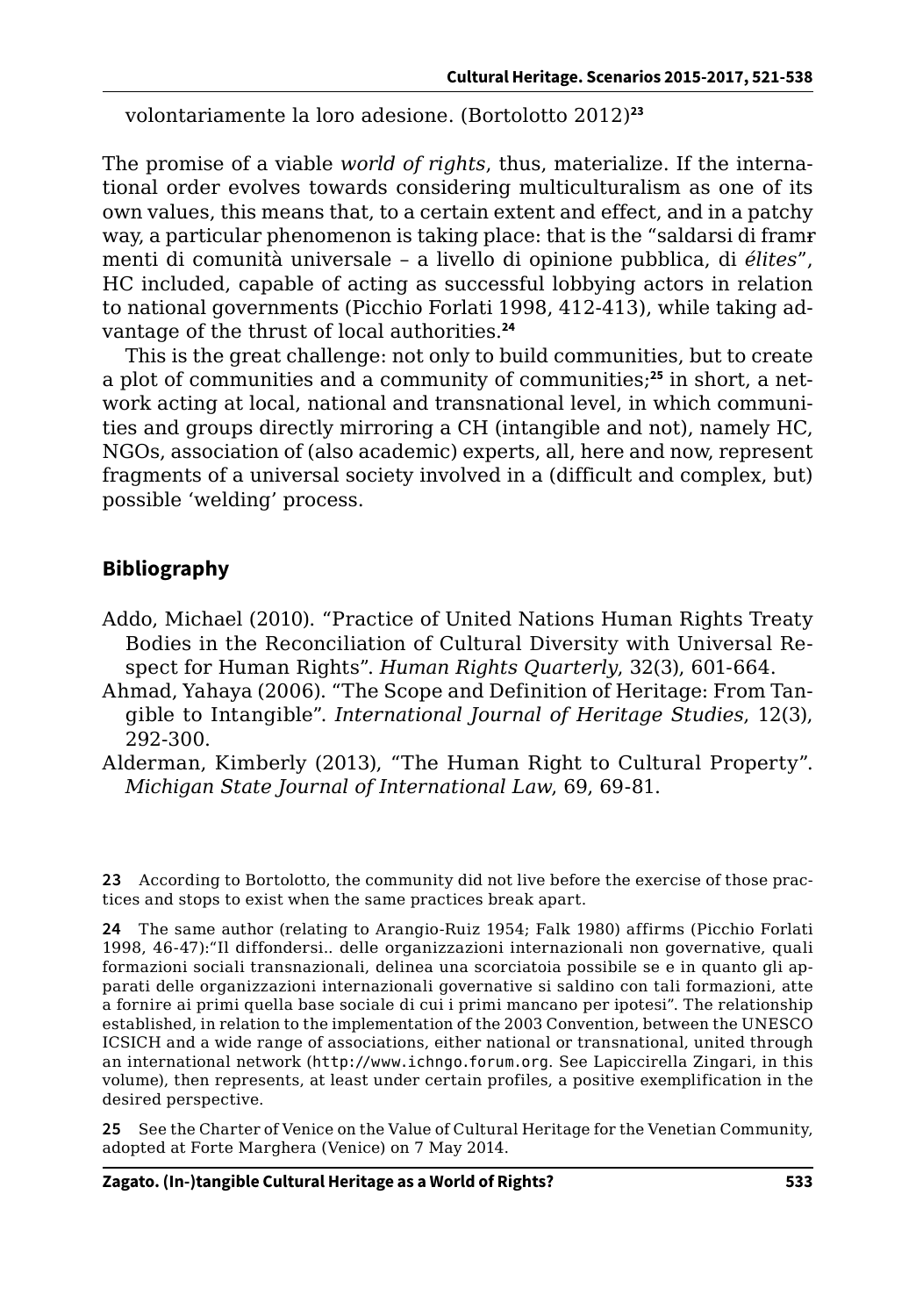volontariamente la loro adesione. (Bortolotto 2012)[23]

The promise of a viable *world of rights*, thus, materialize. If the international order evolves towards considering multiculturalism as one of its own values, this means that, to a certain extent and effect, and in a patchy way, a particular phenomenon is taking place: that is the "saldarsi di frammenti di comunità universale – a livello di opinione pubblica, di *élites*", HC included, capable of acting as successful lobbying actors in relation to national governments (Picchio Forlati 1998, 412-413), while taking advantage of the thrust of local authorities.[24]

This is the great challenge: not only to build communities, but to create a plot of communities and a community of communities;[25] in short, a network acting at local, national and transnational level, in which communities and groups directly mirroring a CH (intangible and not), namely HC, NGOs, association of (also academic) experts, all, here and now, represent fragments of a universal society involved in a (difficult and complex, but) possible 'welding' process.

## Bibliography

Addo, Michael (2010). "Practice of United Nations Human Rights Treaty Bodies in the Reconciliation of Cultural Diversity with Universal Respect for Human Rights". *Human Rights Quarterly*, 32(3), 601-664.

Ahmad, Yahaya (2006). "The Scope and Definition of Heritage: From Tangible to Intangible". *International Journal of Heritage Studies*, 12(3), 292-300.

Alderman, Kimberly (2013), "The Human Right to Cultural Property". *Michigan State Journal of International Law*, 69, 69-81.

---

23 According to Bortolotto, the community did not live before the exercise of those practices and stops to exist when the same practices break apart.

24 The same author (relating to Arangio-Ruiz 1954; Falk 1980) affirms (Picchio Forlati 1998, 46-47):"Il diffondersi.. delle organizzazioni internazionali non governative, quali formazioni sociali transnazionali, delinea una scorciatoia possibile se e in quanto gli apparati delle organizzazioni internazionali governative si saldino con tali formazioni, atte a fornire ai primi quella base sociale di cui i primi mancano per ipotesi". The relationship established, in relation to the implementation of the 2003 Convention, between the UNESCO ICSICH and a wide range of associations, either national or transnational, united through an international network (http://www.ichngo.forum.org. See Lapiccirella Zingari, in this volume), then represents, at least under certain profiles, a positive exemplification in the desired perspective.

25 See the Charter of Venice on the Value of Cultural Heritage for the Venetian Community, adopted at Forte Marghera (Venice) on 7 May 2014.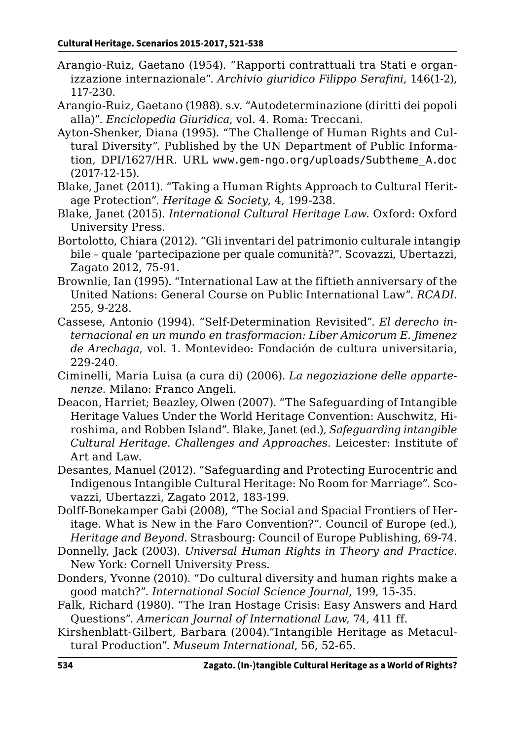Arangio-Ruiz, Gaetano (1954). "Rapporti contrattuali tra Stati e organizzazione internazionale". *Archivio giuridico Filippo Serafini*, 146(1-2), 117-230.

Arangio-Ruiz, Gaetano (1988). s.v. "Autodeterminazione (diritti dei popoli alla)". *Enciclopedia Giuridica*, vol. 4. Roma: Treccani.

Ayton-Shenker, Diana (1995). "The Challenge of Human Rights and Cultural Diversity". Published by the UN Department of Public Information, DPI/1627/HR. URL www.gem-ngo.org/uploads/Subtheme_A.doc (2017-12-15).

Blake, Janet (2011). "Taking a Human Rights Approach to Cultural Heritage Protection". *Heritage & Society*, 4, 199-238.

Blake, Janet (2015). *International Cultural Heritage Law*. Oxford: Oxford University Press.

Bortolotto, Chiara (2012). "Gli inventari del patrimonio culturale intangibile – quale 'partecipazione per quale comunità?". Scovazzi, Ubertazzi, Zagato 2012, 75-91.

Brownlie, Ian (1995). "International Law at the fiftieth anniversary of the United Nations: General Course on Public International Law". *RCADI*. 255, 9-228.

Cassese, Antonio (1994). "Self-Determination Revisited". *El derecho internacional en un mundo en trasformacion: Liber Amicorum E. Jimenez de Arechaga*, vol. 1. Montevideo: Fondación de cultura universitaria, 229-240.

Ciminelli, Maria Luisa (a cura di) (2006). *La negoziazione delle appartenenze*. Milano: Franco Angeli.

Deacon, Harriet; Beazley, Olwen (2007). "The Safeguarding of Intangible Heritage Values Under the World Heritage Convention: Auschwitz, Hiroshima, and Robben Island". Blake, Janet (ed.), *Safeguarding intangible Cultural Heritage. Challenges and Approaches*. Leicester: Institute of Art and Law.

Desantes, Manuel (2012). "Safeguarding and Protecting Eurocentric and Indigenous Intangible Cultural Heritage: No Room for Marriage". Scovazzi, Ubertazzi, Zagato 2012, 183-199.

Dolff-Bonekamper Gabi (2008), "The Social and Spacial Frontiers of Heritage. What is New in the Faro Convention?". Council of Europe (ed.), *Heritage and Beyond*. Strasbourg: Council of Europe Publishing, 69-74.

Donnelly, Jack (2003). *Universal Human Rights in Theory and Practice*. New York: Cornell University Press.

Donders, Yvonne (2010). "Do cultural diversity and human rights make a good match?". *International Social Science Journal*, 199, 15-35.

Falk, Richard (1980). "The Iran Hostage Crisis: Easy Answers and Hard Questions". *American Journal of International Law*, 74, 411 ff.

Kirshenblatt-Gilbert, Barbara (2004)."Intangible Heritage as Metacultural Production". *Museum International*, 56, 52-65.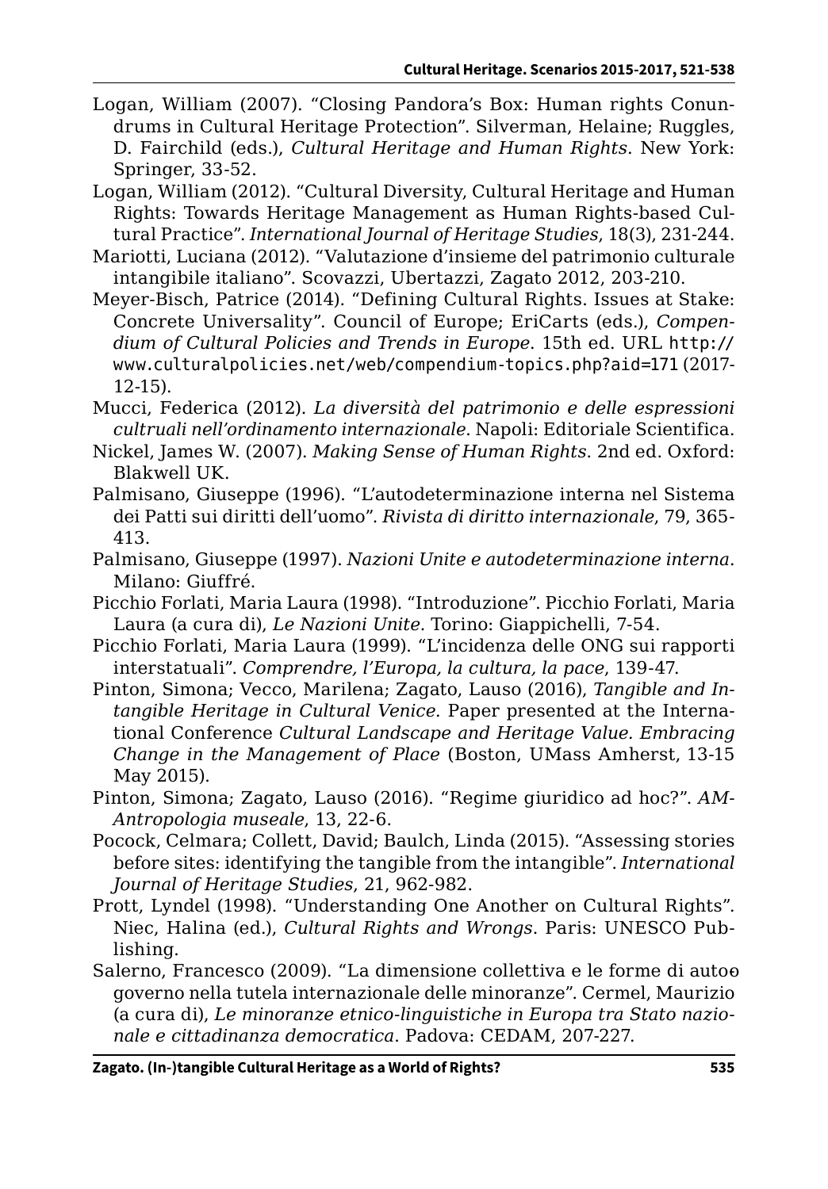Logan, William (2007). “Closing Pandora’s Box: Human rights Conundrums in Cultural Heritage Protection”. Silverman, Helaine; Ruggles, D. Fairchild (eds.), *Cultural Heritage and Human Rights*. New York: Springer, 33-52.

Logan, William (2012). “Cultural Diversity, Cultural Heritage and Human Rights: Towards Heritage Management as Human Rights-based Cultural Practice”. *International Journal of Heritage Studies*, 18(3), 231-244.

Mariotti, Luciana (2012). “Valutazione d’insieme del patrimonio culturale intangibile italiano”. Scovazzi, Ubertazzi, Zagato 2012, 203-210.

Meyer-Bisch, Patrice (2014). “Defining Cultural Rights. Issues at Stake: Concrete Universality”. Council of Europe; EriCarts (eds.), *Compendium of Cultural Policies and Trends in Europe*. 15th ed. URL http://www.culturalpolicies.net/web/compendium-topics.php?aid=171 (2017-12-15).

Mucci, Federica (2012). *La diversità del patrimonio e delle espressioni cultruali nell’ordinamento internazionale*. Napoli: Editoriale Scientifica.

Nickel, James W. (2007). *Making Sense of Human Rights*. 2nd ed. Oxford: Blakwell UK.

Palmisano, Giuseppe (1996). “L’autodeterminazione interna nel Sistema dei Patti sui diritti dell’uomo”. *Rivista di diritto internazionale*, 79, 365-413.

Palmisano, Giuseppe (1997). *Nazioni Unite e autodeterminazione interna*. Milano: Giuffré.

Picchio Forlati, Maria Laura (1998). “Introduzione”. Picchio Forlati, Maria Laura (a cura di), *Le Nazioni Unite*. Torino: Giappichelli, 7-54.

Picchio Forlati, Maria Laura (1999). “L’incidenza delle ONG sui rapporti interstatuali”. *Comprendre, l’Europa, la cultura, la pace*, 139-47.

Pinton, Simona; Vecco, Marilena; Zagato, Lauso (2016), *Tangible and Intangible Heritage in Cultural Venice*. Paper presented at the International Conference *Cultural Landscape and Heritage Value. Embracing Change in the Management of Place* (Boston, UMass Amherst, 13-15 May 2015).

Pinton, Simona; Zagato, Lauso (2016). “Regime giuridico ad hoc?”. *AM-Antropologia museale*, 13, 22-6.

Pocock, Celmara; Collett, David; Baulch, Linda (2015). “Assessing stories before sites: identifying the tangible from the intangible”. *International Journal of Heritage Studies*, 21, 962-982.

Prott, Lyndel (1998). “Understanding One Another on Cultural Rights”. Niec, Halina (ed.), *Cultural Rights and Wrongs*. Paris: UNESCO Publishing.

Salerno, Francesco (2009). “La dimensione collettiva e le forme di autoə governo nella tutela internazionale delle minoranze”. Cermel, Maurizio (a cura di), *Le minoranze etnico-linguistiche in Europa tra Stato nazionale e cittadinanza democratica*. Padova: CEDAM, 207-227.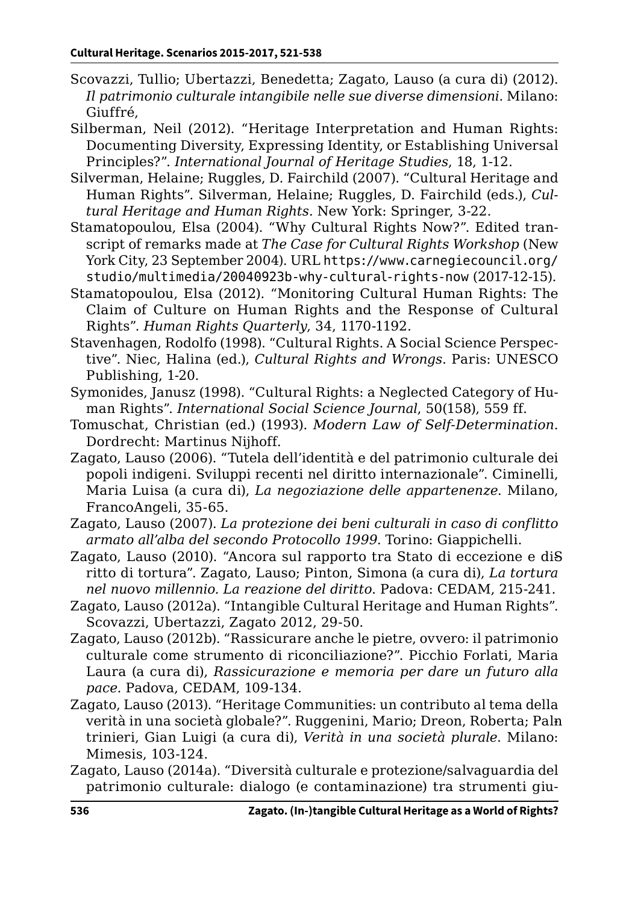Scovazzi, Tullio; Ubertazzi, Benedetta; Zagato, Lauso (a cura di) (2012). *Il patrimonio culturale intangibile nelle sue diverse dimensioni*. Milano: Giuffré,

Silberman, Neil (2012). "Heritage Interpretation and Human Rights: Documenting Diversity, Expressing Identity, or Establishing Universal Principles?". *International Journal of Heritage Studies*, 18, 1-12.

Silverman, Helaine; Ruggles, D. Fairchild (2007). "Cultural Heritage and Human Rights". Silverman, Helaine; Ruggles, D. Fairchild (eds.), *Cultural Heritage and Human Rights*. New York: Springer, 3-22.

Stamatopoulou, Elsa (2004). "Why Cultural Rights Now?". Edited transcript of remarks made at *The Case for Cultural Rights Workshop* (New York City, 23 September 2004). URL https://www.carnegiecouncil.org/studio/multimedia/20040923b-why-cultural-rights-now (2017-12-15).

Stamatopoulou, Elsa (2012). "Monitoring Cultural Human Rights: The Claim of Culture on Human Rights and the Response of Cultural Rights". *Human Rights Quarterly*, 34, 1170-1192.

Stavenhagen, Rodolfo (1998). "Cultural Rights. A Social Science Perspective". Niec, Halina (ed.), *Cultural Rights and Wrongs*. Paris: UNESCO Publishing, 1-20.

Symonides, Janusz (1998). "Cultural Rights: a Neglected Category of Human Rights". *International Social Science Journal*, 50(158), 559 ff.

Tomuschat, Christian (ed.) (1993). *Modern Law of Self-Determination*. Dordrecht: Martinus Nijhoff.

Zagato, Lauso (2006). "Tutela dell'identità e del patrimonio culturale dei popoli indigeni. Sviluppi recenti nel diritto internazionale". Ciminelli, Maria Luisa (a cura di), *La negoziazione delle appartenenze*. Milano, FrancoAngeli, 35-65.

Zagato, Lauso (2007). *La protezione dei beni culturali in caso di conflitto armato all'alba del secondo Protocollo 1999*. Torino: Giappichelli.

Zagato, Lauso (2010). "Ancora sul rapporto tra Stato di eccezione e diSritto di tortura". Zagato, Lauso; Pinton, Simona (a cura di), *La tortura nel nuovo millennio. La reazione del diritto*. Padova: CEDAM, 215-241.

Zagato, Lauso (2012a). "Intangible Cultural Heritage and Human Rights". Scovazzi, Ubertazzi, Zagato 2012, 29-50.

Zagato, Lauso (2012b). "Rassicurare anche le pietre, ovvero: il patrimonio culturale come strumento di riconciliazione?". Picchio Forlati, Maria Laura (a cura di), *Rassicurazione e memoria per dare un futuro alla pace*. Padova, CEDAM, 109-134.

Zagato, Lauso (2013). "Heritage Communities: un contributo al tema della verità in una società globale?". Ruggenini, Mario; Dreon, Roberta; Paltrinieri, Gian Luigi (a cura di), *Verità in una società plurale*. Milano: Mimesis, 103-124.

Zagato, Lauso (2014a). "Diversità culturale e protezione/salvaguardia del patrimonio culturale: dialogo (e contaminazione) tra strumenti giu-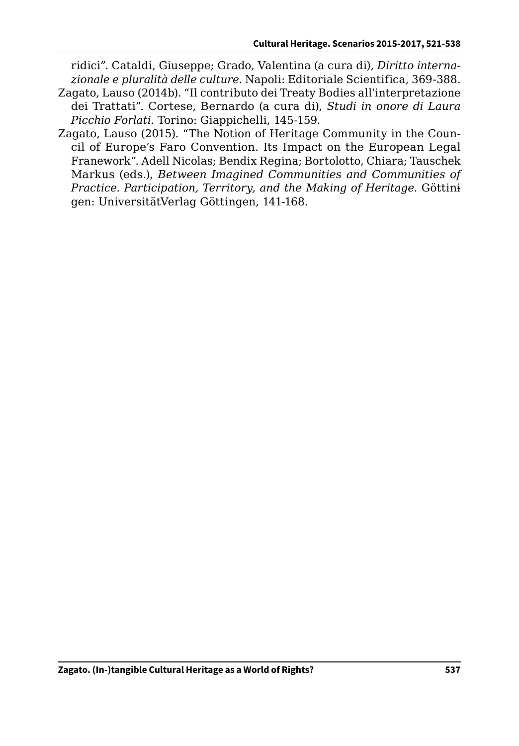ridici”. Cataldi, Giuseppe; Grado, Valentina (a cura di), *Diritto internazionale e pluralità delle culture*. Napoli: Editoriale Scientifica, 369-388.

Zagato, Lauso (2014b). “Il contributo dei Treaty Bodies all’interpretazione dei Trattati”. Cortese, Bernardo (a cura di), *Studi in onore di Laura Picchio Forlati*. Torino: Giappichelli, 145-159.

Zagato, Lauso (2015). “The Notion of Heritage Community in the Council of Europe’s Faro Convention. Its Impact on the European Legal Franework”. Adell Nicolas; Bendix Regina; Bortolotto, Chiara; Tauschek Markus (eds.), *Between Imagined Communities and Communities of Practice. Participation, Territory, and the Making of Heritage*. Göttingen: UniversitätVerlag Göttingen, 141-168.